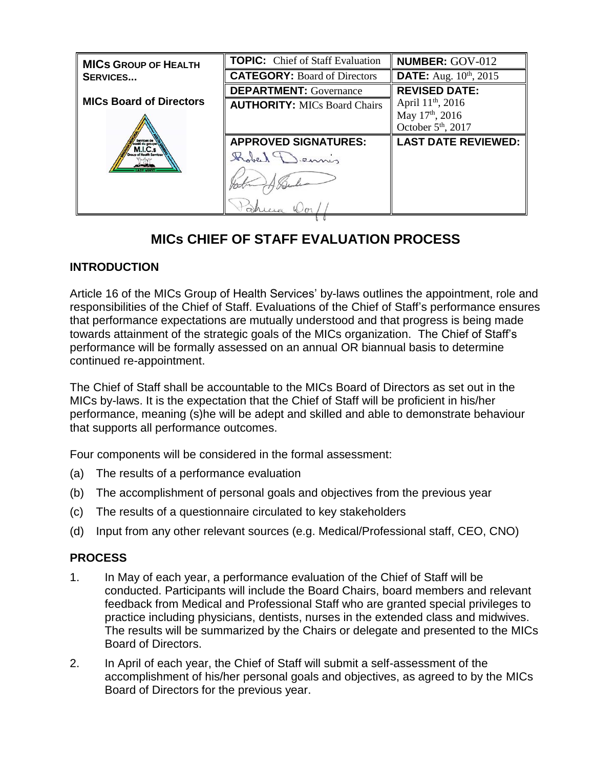| **MICs GROUP OF HEALTH SERVICES...** **MICs Board of Directors** | **TOPIC:** Chief of Staff Evaluation | **NUMBER:** GOV-012 |
| --- | --- | --- |
| | **CATEGORY:** Board of Directors | **DATE:** Aug. 10th, 2015 |
| | **DEPARTMENT:** Governance | **REVISED DATE:** April 11th, 2016 May 17th, 2016 October 5th, 2017 |
| | **AUTHORITY:** MICs Board Chairs | |
| | **APPROVED SIGNATURES:** Robert Dennis | **LAST DATE REVIEWED:** |

# MICs CHIEF OF STAFF EVALUATION PROCESS

## INTRODUCTION

Article 16 of the MICs Group of Health Services' by-laws outlines the appointment, role and responsibilities of the Chief of Staff. Evaluations of the Chief of Staff's performance ensures that performance expectations are mutually understood and that progress is being made towards attainment of the strategic goals of the MICs organization. The Chief of Staff's performance will be formally assessed on an annual OR biannual basis to determine continued re-appointment.

The Chief of Staff shall be accountable to the MICs Board of Directors as set out in the MICs by-laws. It is the expectation that the Chief of Staff will be proficient in his/her performance, meaning (s)he will be adept and skilled and able to demonstrate behaviour that supports all performance outcomes.

Four components will be considered in the formal assessment:

(a) The results of a performance evaluation

(b) The accomplishment of personal goals and objectives from the previous year

(c) The results of a questionnaire circulated to key stakeholders

(d) Input from any other relevant sources (e.g. Medical/Professional staff, CEO, CNO)

## PROCESS

1. In May of each year, a performance evaluation of the Chief of Staff will be conducted. Participants will include the Board Chairs, board members and relevant feedback from Medical and Professional Staff who are granted special privileges to practice including physicians, dentists, nurses in the extended class and midwives. The results will be summarized by the Chairs or delegate and presented to the MICs Board of Directors.

2. In April of each year, the Chief of Staff will submit a self-assessment of the accomplishment of his/her personal goals and objectives, as agreed to by the MICs Board of Directors for the previous year.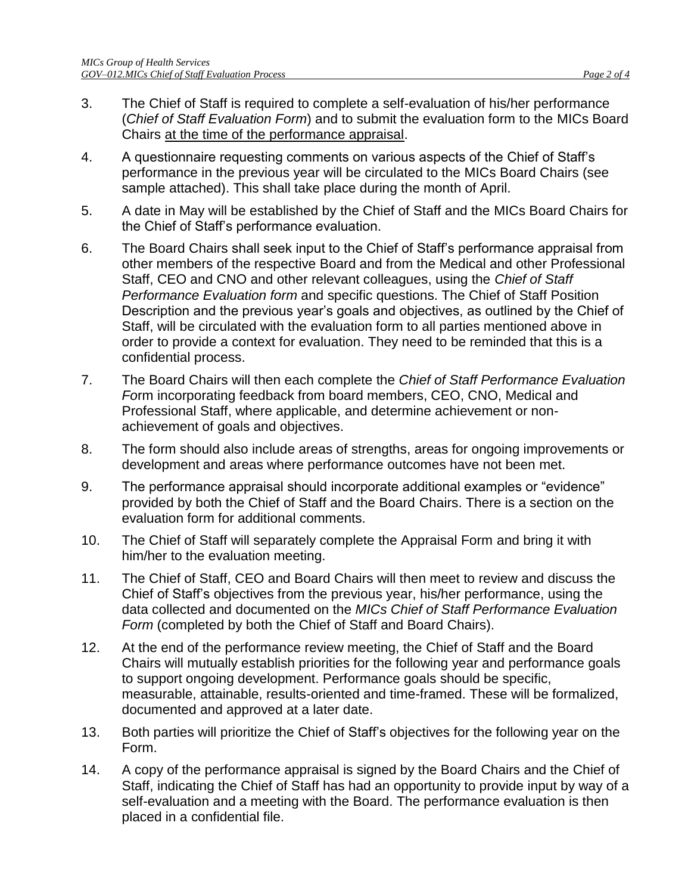3. The Chief of Staff is required to complete a self-evaluation of his/her performance (*Chief of Staff Evaluation Form*) and to submit the evaluation form to the MICs Board Chairs <u>at the time of the performance appraisal</u>.

4. A questionnaire requesting comments on various aspects of the Chief of Staff's performance in the previous year will be circulated to the MICs Board Chairs (see sample attached). This shall take place during the month of April.

5. A date in May will be established by the Chief of Staff and the MICs Board Chairs for the Chief of Staff's performance evaluation.

6. The Board Chairs shall seek input to the Chief of Staff's performance appraisal from other members of the respective Board and from the Medical and other Professional Staff, CEO and CNO and other relevant colleagues, using the *Chief of Staff Performance Evaluation form* and specific questions. The Chief of Staff Position Description and the previous year's goals and objectives, as outlined by the Chief of Staff, will be circulated with the evaluation form to all parties mentioned above in order to provide a context for evaluation. They need to be reminded that this is a confidential process.

7. The Board Chairs will then each complete the *Chief of Staff Performance Evaluation Fo*rm incorporating feedback from board members, CEO, CNO, Medical and Professional Staff, where applicable, and determine achievement or non-achievement of goals and objectives.

8. The form should also include areas of strengths, areas for ongoing improvements or development and areas where performance outcomes have not been met.

9. The performance appraisal should incorporate additional examples or "evidence" provided by both the Chief of Staff and the Board Chairs. There is a section on the evaluation form for additional comments.

10. The Chief of Staff will separately complete the Appraisal Form and bring it with him/her to the evaluation meeting.

11. The Chief of Staff, CEO and Board Chairs will then meet to review and discuss the Chief of Staff's objectives from the previous year, his/her performance, using the data collected and documented on the *MICs Chief of Staff Performance Evaluation Form* (completed by both the Chief of Staff and Board Chairs).

12. At the end of the performance review meeting, the Chief of Staff and the Board Chairs will mutually establish priorities for the following year and performance goals to support ongoing development. Performance goals should be specific, measurable, attainable, results-oriented and time-framed. These will be formalized, documented and approved at a later date.

13. Both parties will prioritize the Chief of Staff's objectives for the following year on the Form.

14. A copy of the performance appraisal is signed by the Board Chairs and the Chief of Staff, indicating the Chief of Staff has had an opportunity to provide input by way of a self-evaluation and a meeting with the Board. The performance evaluation is then placed in a confidential file.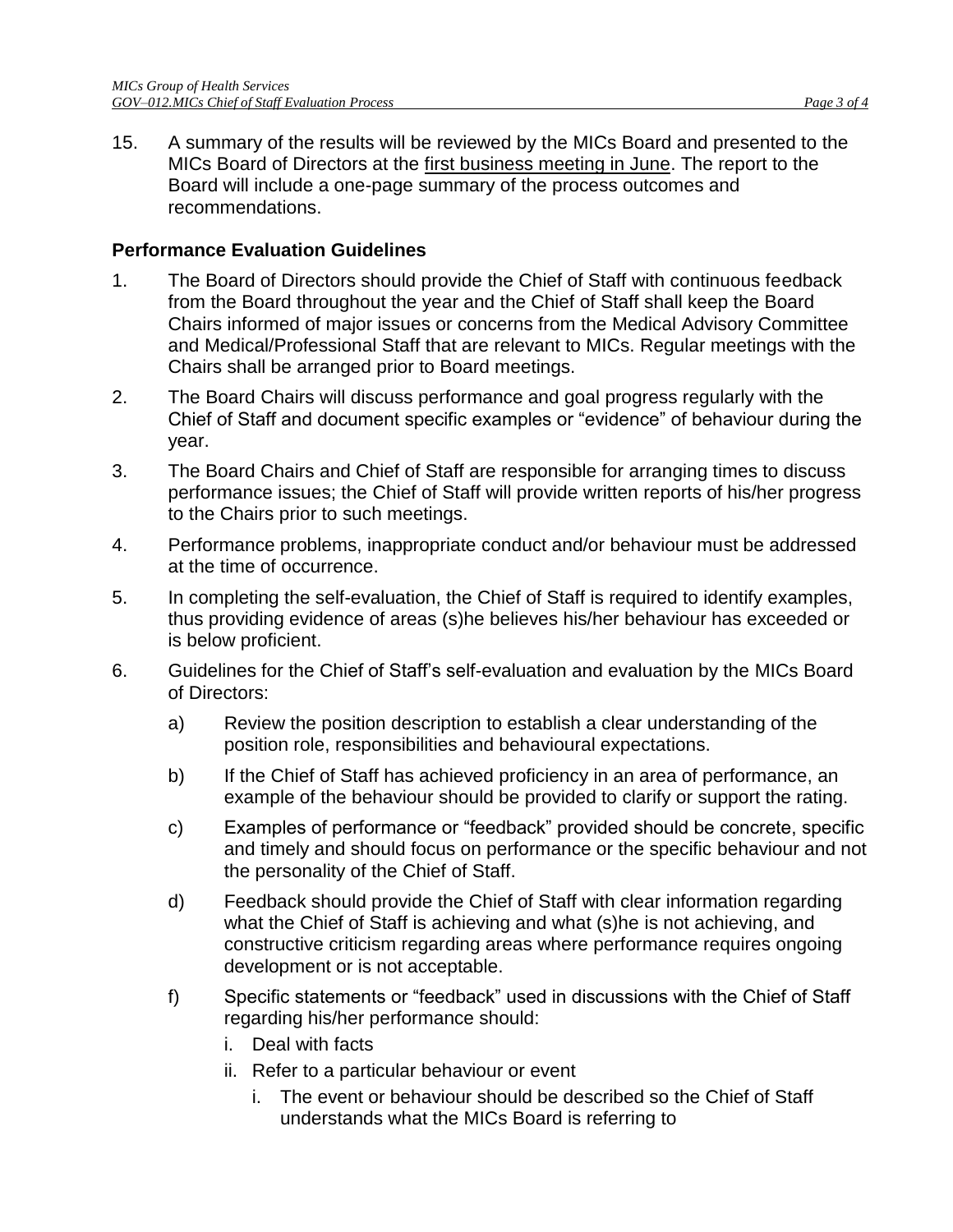15. A summary of the results will be reviewed by the MICs Board and presented to the MICs Board of Directors at the first business meeting in June. The report to the Board will include a one-page summary of the process outcomes and recommendations.

**Performance Evaluation Guidelines**

1. The Board of Directors should provide the Chief of Staff with continuous feedback from the Board throughout the year and the Chief of Staff shall keep the Board Chairs informed of major issues or concerns from the Medical Advisory Committee and Medical/Professional Staff that are relevant to MICs. Regular meetings with the Chairs shall be arranged prior to Board meetings.
2. The Board Chairs will discuss performance and goal progress regularly with the Chief of Staff and document specific examples or "evidence" of behaviour during the year.
3. The Board Chairs and Chief of Staff are responsible for arranging times to discuss performance issues; the Chief of Staff will provide written reports of his/her progress to the Chairs prior to such meetings.
4. Performance problems, inappropriate conduct and/or behaviour must be addressed at the time of occurrence.
5. In completing the self-evaluation, the Chief of Staff is required to identify examples, thus providing evidence of areas (s)he believes his/her behaviour has exceeded or is below proficient.
6. Guidelines for the Chief of Staff's self-evaluation and evaluation by the MICs Board of Directors:
   a) Review the position description to establish a clear understanding of the position role, responsibilities and behavioural expectations.
   b) If the Chief of Staff has achieved proficiency in an area of performance, an example of the behaviour should be provided to clarify or support the rating.
   c) Examples of performance or "feedback" provided should be concrete, specific and timely and should focus on performance or the specific behaviour and not the personality of the Chief of Staff.
   d) Feedback should provide the Chief of Staff with clear information regarding what the Chief of Staff is achieving and what (s)he is not achieving, and constructive criticism regarding areas where performance requires ongoing development or is not acceptable.
   f) Specific statements or "feedback" used in discussions with the Chief of Staff regarding his/her performance should:
      i. Deal with facts
      ii. Refer to a particular behaviour or event
         i. The event or behaviour should be described so the Chief of Staff understands what the MICs Board is referring to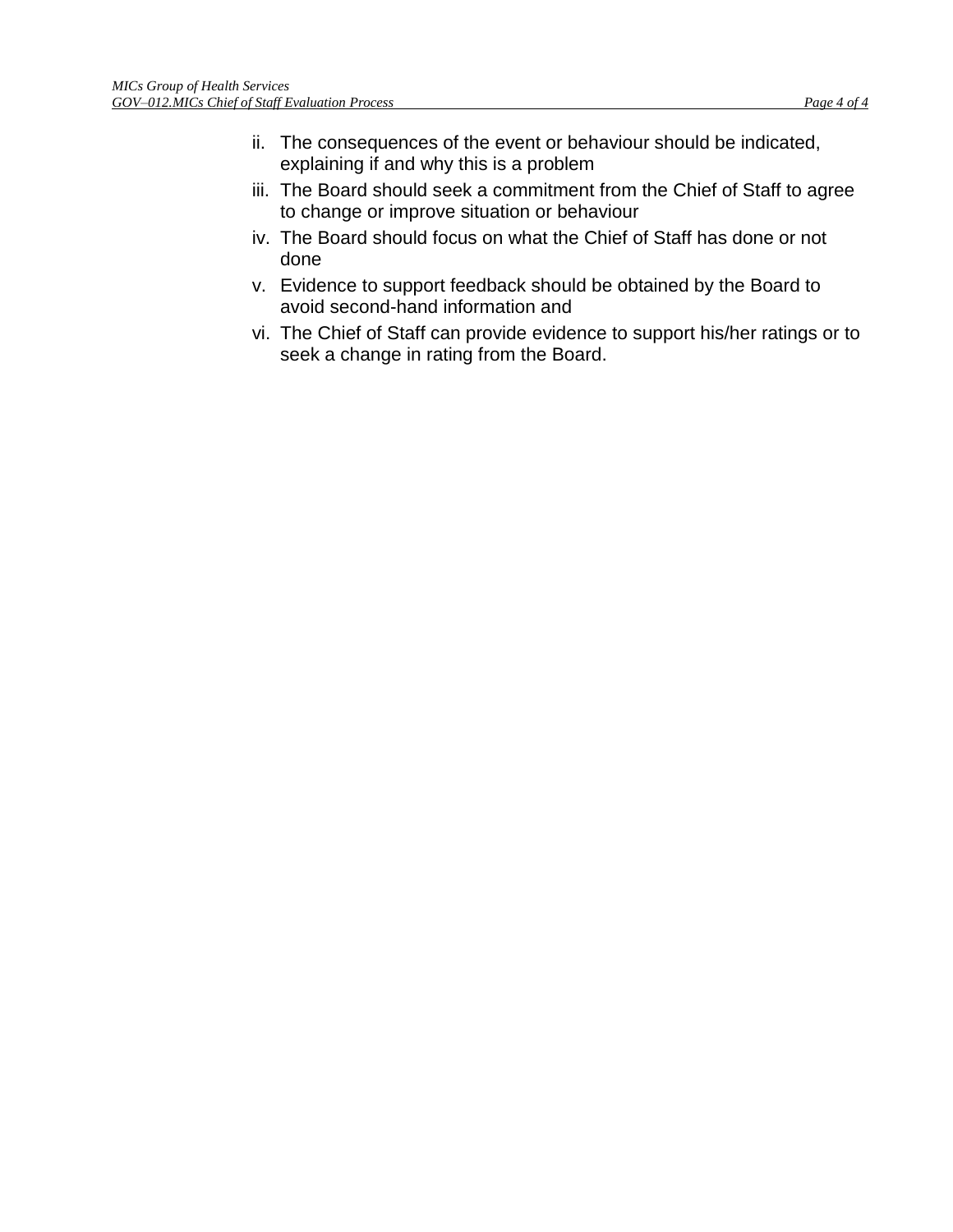ii. The consequences of the event or behaviour should be indicated, explaining if and why this is a problem
iii. The Board should seek a commitment from the Chief of Staff to agree to change or improve situation or behaviour
iv. The Board should focus on what the Chief of Staff has done or not done
v. Evidence to support feedback should be obtained by the Board to avoid second-hand information and
vi. The Chief of Staff can provide evidence to support his/her ratings or to seek a change in rating from the Board.